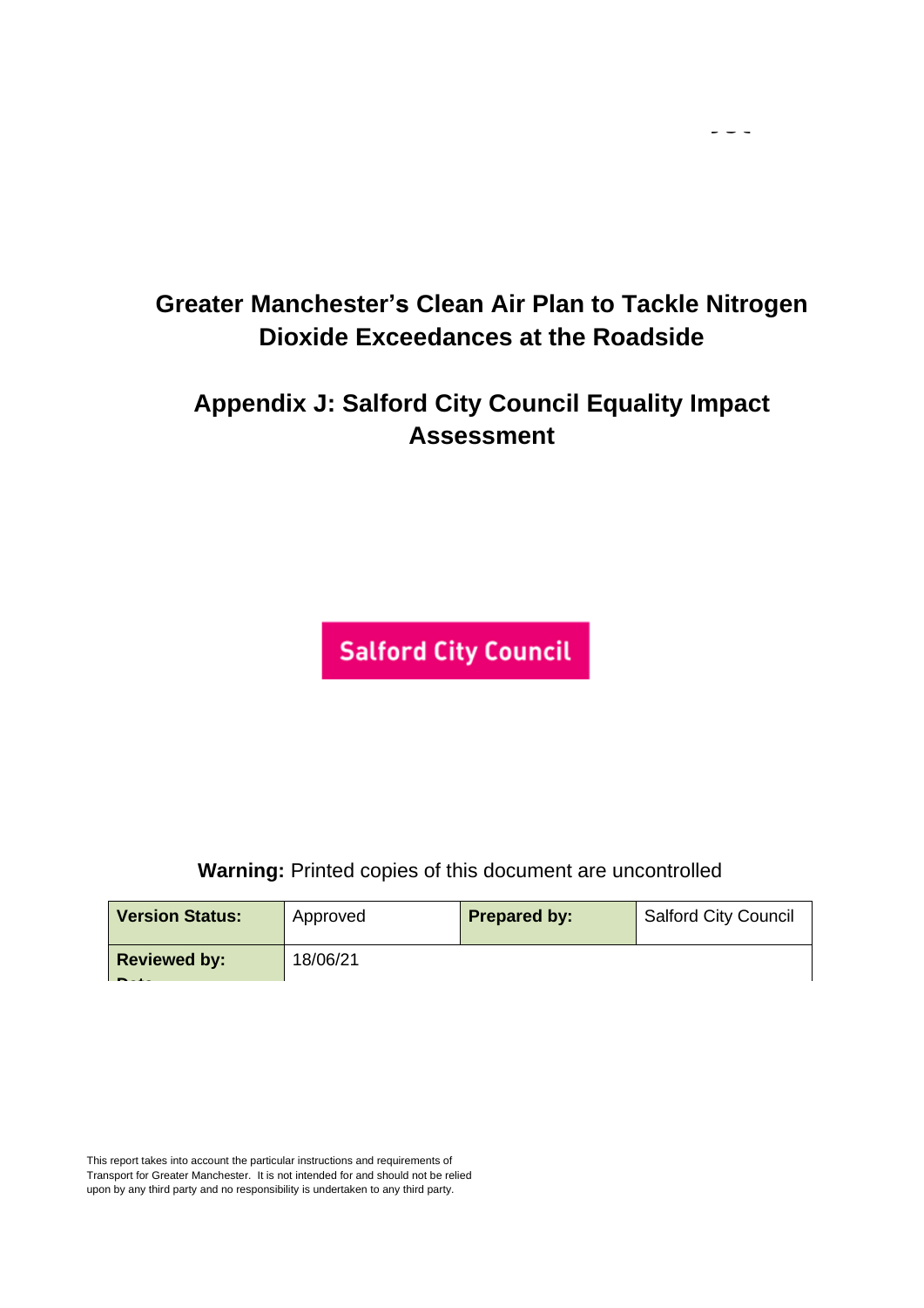# Greater Manchester's Clean Air Plan to Tackle Nitrogen Dioxide Exceedances at the Roadside

## Appendix J: Salford City Council Equality Impact Assessment

Salford City Council

**Warning:** Printed copies of this document are uncontrolled

| **Version Status:** | Approved | **Prepared by:** | Salford City Council |
|---|---|---|---|
| **Reviewed by:** Date | 18/06/21 | | |

This report takes into account the particular instructions and requirements of Transport for Greater Manchester. It is not intended for and should not be relied upon by any third party and no responsibility is undertaken to any third party.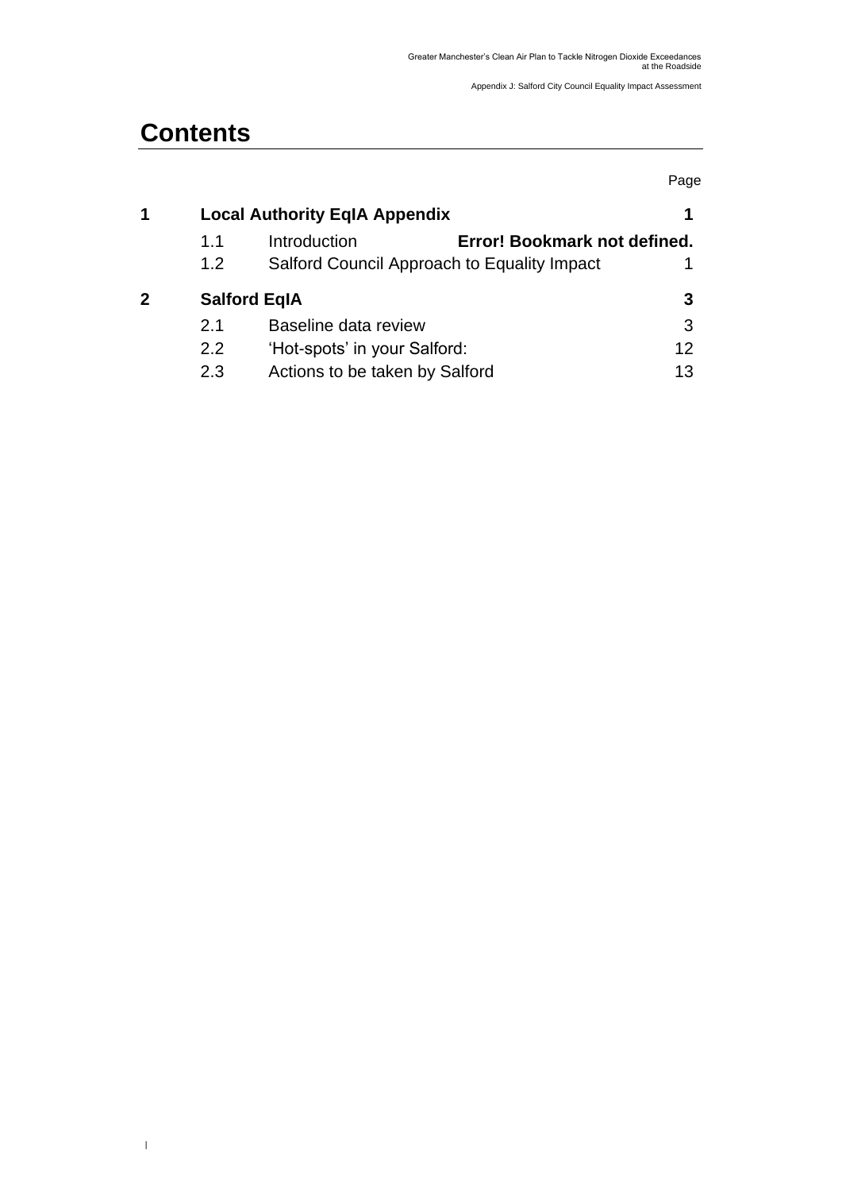# Contents

Page

| | | | |
|---|---|---|---|
| **1** | **Local Authority EqIA Appendix** | | **1** |
| | 1.1 | Introduction | **Error! Bookmark not defined.** |
| | 1.2 | Salford Council Approach to Equality Impact | 1 |
| **2** | **Salford EqIA** | | **3** |
| | 2.1 | Baseline data review | 3 |
| | 2.2 | 'Hot-spots' in your Salford: | 12 |
| | 2.3 | Actions to be taken by Salford | 13 |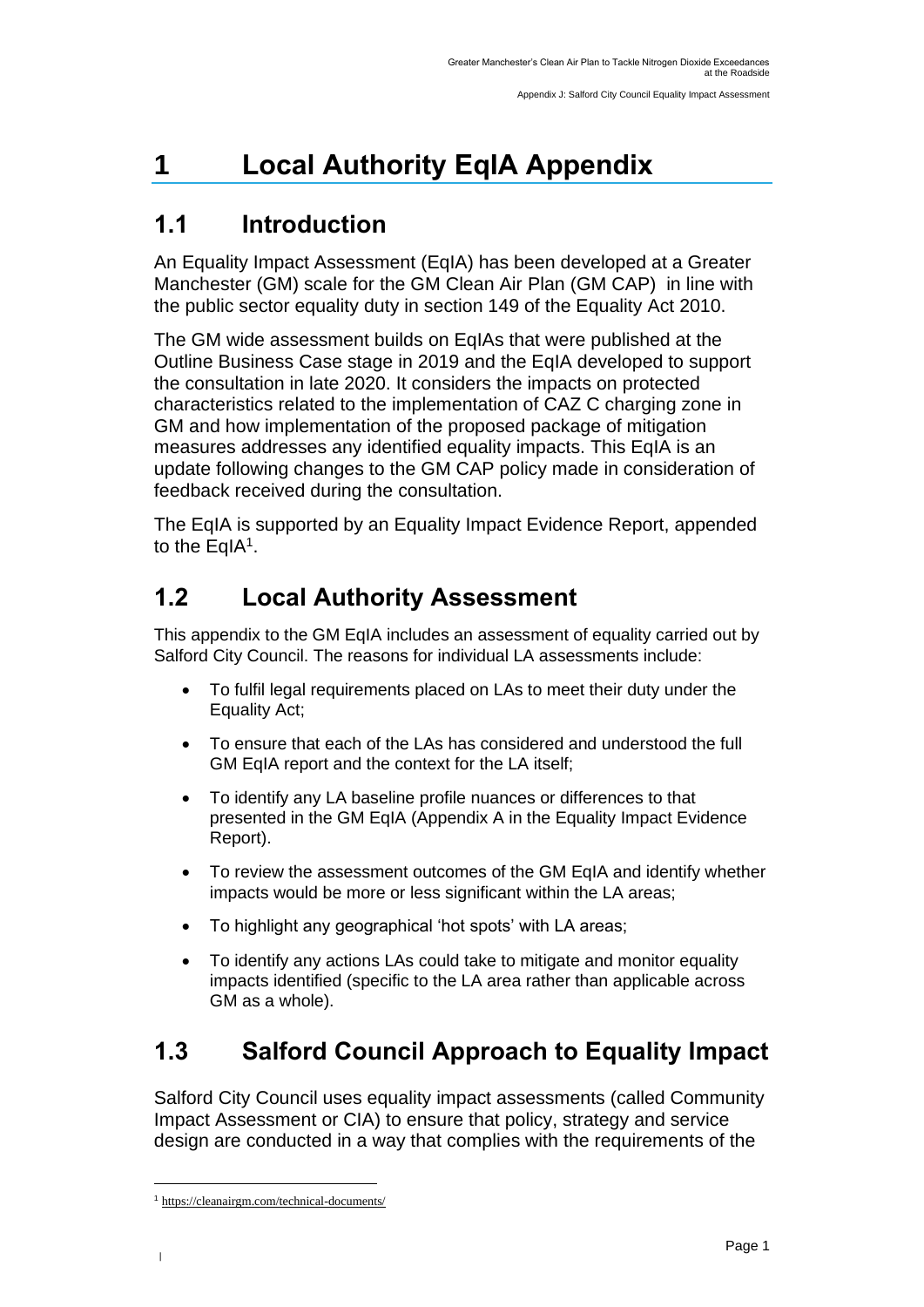# 1 Local Authority EqIA Appendix

## 1.1 Introduction

An Equality Impact Assessment (EqIA) has been developed at a Greater Manchester (GM) scale for the GM Clean Air Plan (GM CAP) in line with the public sector equality duty in section 149 of the Equality Act 2010.

The GM wide assessment builds on EqIAs that were published at the Outline Business Case stage in 2019 and the EqIA developed to support the consultation in late 2020. It considers the impacts on protected characteristics related to the implementation of CAZ C charging zone in GM and how implementation of the proposed package of mitigation measures addresses any identified equality impacts. This EqIA is an update following changes to the GM CAP policy made in consideration of feedback received during the consultation.

The EqIA is supported by an Equality Impact Evidence Report, appended to the EqIA[1].

## 1.2 Local Authority Assessment

This appendix to the GM EqIA includes an assessment of equality carried out by Salford City Council. The reasons for individual LA assessments include:

- To fulfil legal requirements placed on LAs to meet their duty under the Equality Act;
- To ensure that each of the LAs has considered and understood the full GM EqIA report and the context for the LA itself;
- To identify any LA baseline profile nuances or differences to that presented in the GM EqIA (Appendix A in the Equality Impact Evidence Report).
- To review the assessment outcomes of the GM EqIA and identify whether impacts would be more or less significant within the LA areas;
- To highlight any geographical 'hot spots' with LA areas;
- To identify any actions LAs could take to mitigate and monitor equality impacts identified (specific to the LA area rather than applicable across GM as a whole).

## 1.3 Salford Council Approach to Equality Impact

Salford City Council uses equality impact assessments (called Community Impact Assessment or CIA) to ensure that policy, strategy and service design are conducted in a way that complies with the requirements of the

[1] https://cleanairgm.com/technical-documents/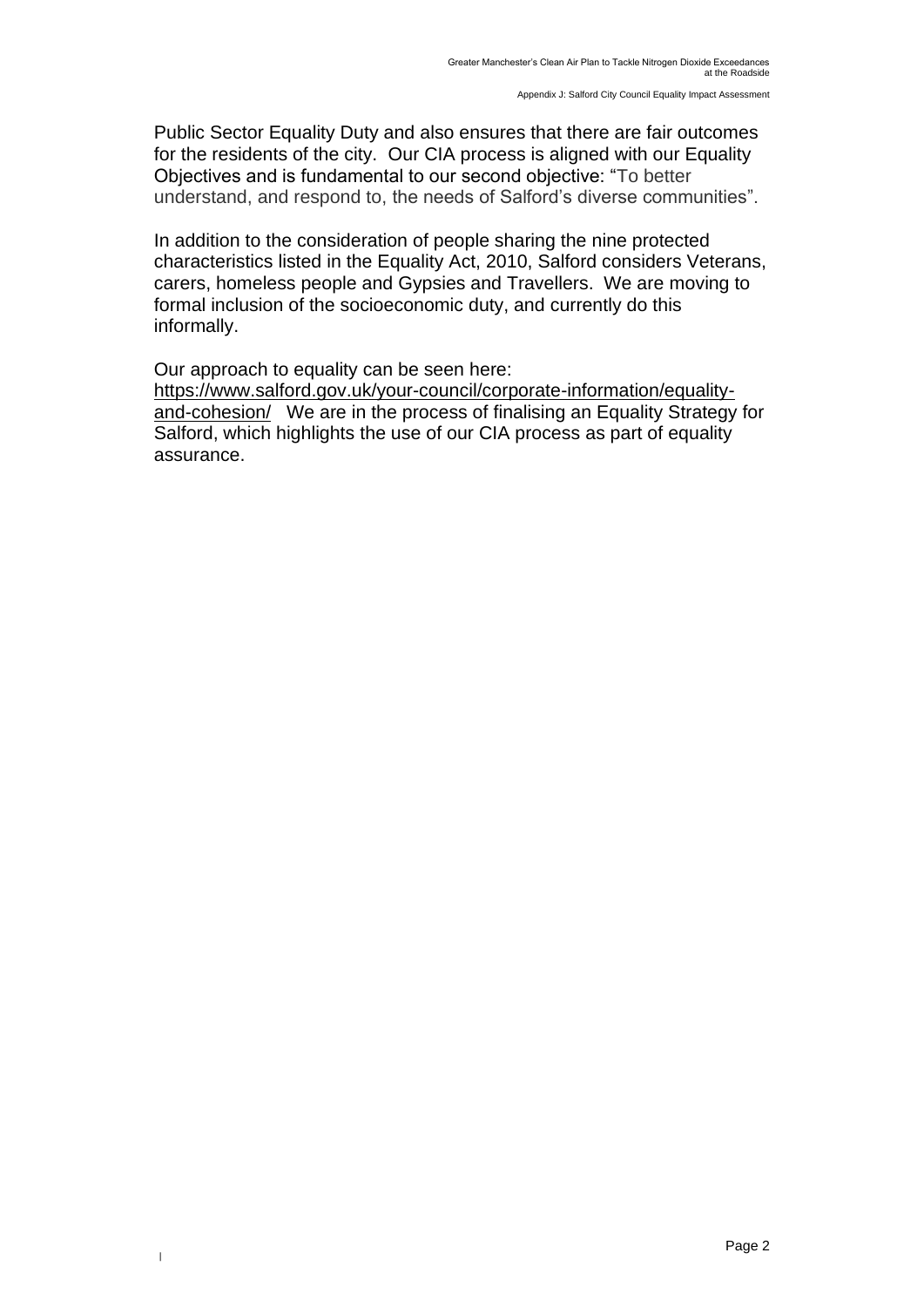Public Sector Equality Duty and also ensures that there are fair outcomes for the residents of the city. Our CIA process is aligned with our Equality Objectives and is fundamental to our second objective: "To better understand, and respond to, the needs of Salford's diverse communities".

In addition to the consideration of people sharing the nine protected characteristics listed in the Equality Act, 2010, Salford considers Veterans, carers, homeless people and Gypsies and Travellers. We are moving to formal inclusion of the socioeconomic duty, and currently do this informally.

Our approach to equality can be seen here: https://www.salford.gov.uk/your-council/corporate-information/equality-and-cohesion/ We are in the process of finalising an Equality Strategy for Salford, which highlights the use of our CIA process as part of equality assurance.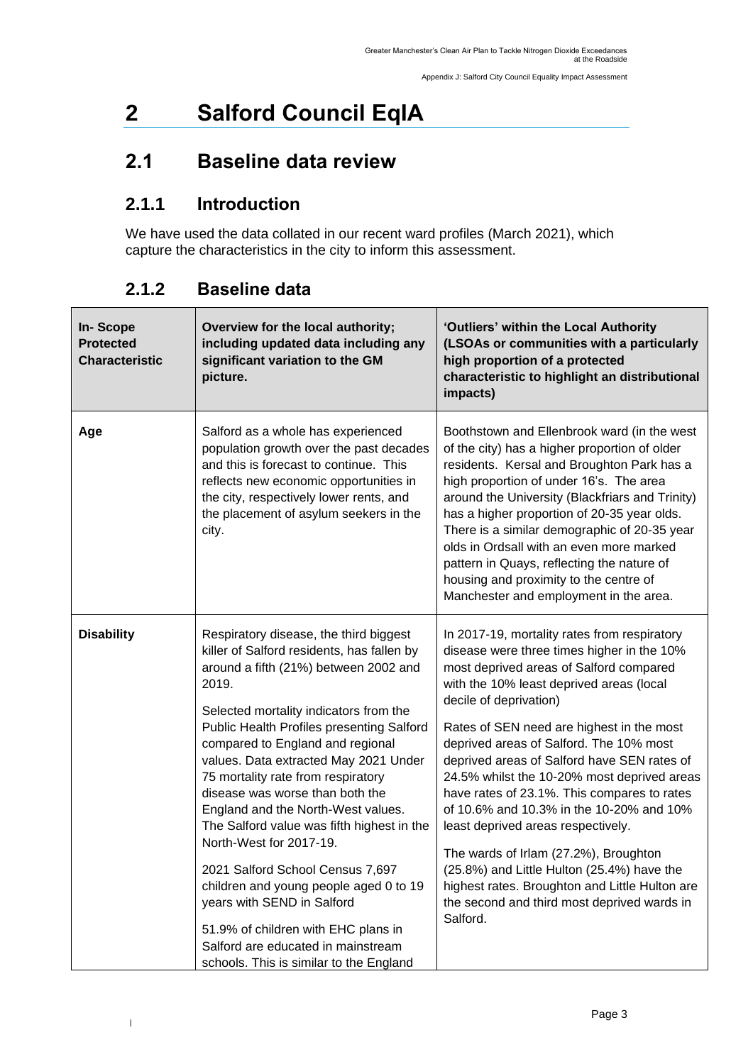# 2 Salford Council EqIA

## 2.1 Baseline data review

### 2.1.1 Introduction

We have used the data collated in our recent ward profiles (March 2021), which capture the characteristics in the city to inform this assessment.

### 2.1.2 Baseline data

| In- Scope Protected Characteristic | Overview for the local authority; including updated data including any significant variation to the GM picture. | 'Outliers' within the Local Authority (LSOAs or communities with a particularly high proportion of a protected characteristic to highlight an distributional impacts) |
|---|---|---|
| **Age** | Salford as a whole has experienced population growth over the past decades and this is forecast to continue. This reflects new economic opportunities in the city, respectively lower rents, and the placement of asylum seekers in the city. | Boothstown and Ellenbrook ward (in the west of the city) has a higher proportion of older residents. Kersal and Broughton Park has a high proportion of under 16's. The area around the University (Blackfriars and Trinity) has a higher proportion of 20-35 year olds. There is a similar demographic of 20-35 year olds in Ordsall with an even more marked pattern in Quays, reflecting the nature of housing and proximity to the centre of Manchester and employment in the area. |
| **Disability** | Respiratory disease, the third biggest killer of Salford residents, has fallen by around a fifth (21%) between 2002 and 2019.<br><br>Selected mortality indicators from the Public Health Profiles presenting Salford compared to England and regional values. Data extracted May 2021 Under 75 mortality rate from respiratory disease was worse than both the England and the North-West values. The Salford value was fifth highest in the North-West for 2017-19.<br><br>2021 Salford School Census 7,697 children and young people aged 0 to 19 years with SEND in Salford<br><br>51.9% of children with EHC plans in Salford are educated in mainstream schools. This is similar to the England | In 2017-19, mortality rates from respiratory disease were three times higher in the 10% most deprived areas of Salford compared with the 10% least deprived areas (local decile of deprivation)<br><br>Rates of SEN need are highest in the most deprived areas of Salford. The 10% most deprived areas of Salford have SEN rates of 24.5% whilst the 10-20% most deprived areas have rates of 23.1%. This compares to rates of 10.6% and 10.3% in the 10-20% and 10% least deprived areas respectively.<br><br>The wards of Irlam (27.2%), Broughton (25.8%) and Little Hulton (25.4%) have the highest rates. Broughton and Little Hulton are the second and third most deprived wards in Salford. |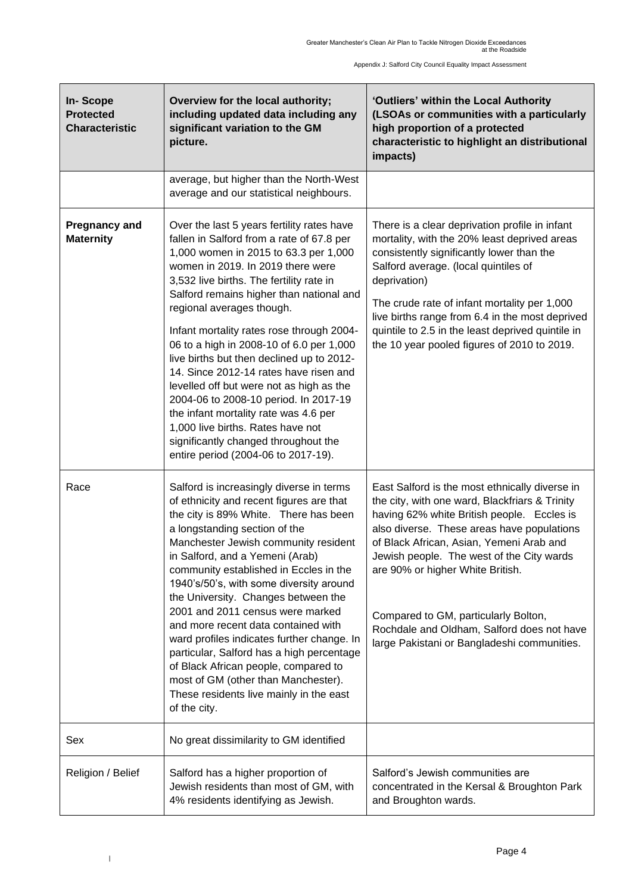| In- Scope Protected Characteristic | Overview for the local authority; including updated data including any significant variation to the GM picture. | 'Outliers' within the Local Authority (LSOAs or communities with a particularly high proportion of a protected characteristic to highlight an distributional impacts) |
|---|---|---|
| | average, but higher than the North-West average and our statistical neighbours. | |
| **Pregnancy and Maternity** | Over the last 5 years fertility rates have fallen in Salford from a rate of 67.8 per 1,000 women in 2015 to 63.3 per 1,000 women in 2019. In 2019 there were 3,532 live births. The fertility rate in Salford remains higher than national and regional averages though.<br><br>Infant mortality rates rose through 2004-06 to a high in 2008-10 of 6.0 per 1,000 live births but then declined up to 2012-14. Since 2012-14 rates have risen and levelled off but were not as high as the 2004-06 to 2008-10 period. In 2017-19 the infant mortality rate was 4.6 per 1,000 live births. Rates have not significantly changed throughout the entire period (2004-06 to 2017-19). | There is a clear deprivation profile in infant mortality, with the 20% least deprived areas consistently significantly lower than the Salford average. (local quintiles of deprivation)<br><br>The crude rate of infant mortality per 1,000 live births range from 6.4 in the most deprived quintile to 2.5 in the least deprived quintile in the 10 year pooled figures of 2010 to 2019. |
| Race | Salford is increasingly diverse in terms of ethnicity and recent figures are that the city is 89% White. There has been a longstanding section of the Manchester Jewish community resident in Salford, and a Yemeni (Arab) community established in Eccles in the 1940's/50's, with some diversity around the University. Changes between the 2001 and 2011 census were marked and more recent data contained with ward profiles indicates further change. In particular, Salford has a high percentage of Black African people, compared to most of GM (other than Manchester). These residents live mainly in the east of the city. | East Salford is the most ethnically diverse in the city, with one ward, Blackfriars & Trinity having 62% white British people. Eccles is also diverse. These areas have populations of Black African, Asian, Yemeni Arab and Jewish people. The west of the City wards are 90% or higher White British.<br><br>Compared to GM, particularly Bolton, Rochdale and Oldham, Salford does not have large Pakistani or Bangladeshi communities. |
| Sex | No great dissimilarity to GM identified | |
| Religion / Belief | Salford has a higher proportion of Jewish residents than most of GM, with 4% residents identifying as Jewish. | Salford's Jewish communities are concentrated in the Kersal & Broughton Park and Broughton wards. |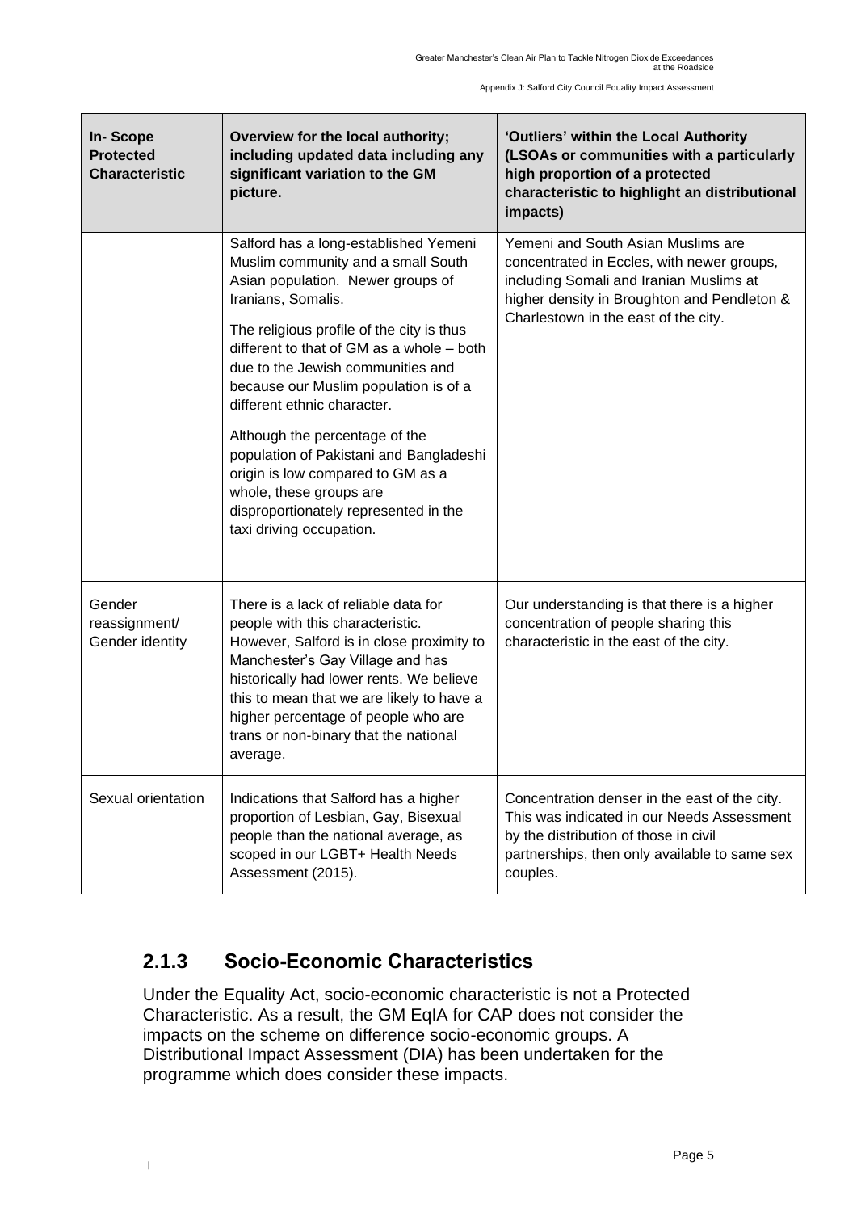| In- Scope Protected Characteristic | Overview for the local authority; including updated data including any significant variation to the GM picture. | 'Outliers' within the Local Authority (LSOAs or communities with a particularly high proportion of a protected characteristic to highlight an distributional impacts) |
|---|---|---|
| | Salford has a long-established Yemeni Muslim community and a small South Asian population. Newer groups of Iranians, Somalis.<br><br>The religious profile of the city is thus different to that of GM as a whole – both due to the Jewish communities and because our Muslim population is of a different ethnic character.<br><br>Although the percentage of the population of Pakistani and Bangladeshi origin is low compared to GM as a whole, these groups are disproportionately represented in the taxi driving occupation. | Yemeni and South Asian Muslims are concentrated in Eccles, with newer groups, including Somali and Iranian Muslims at higher density in Broughton and Pendleton & Charlestown in the east of the city. |
| Gender reassignment/ Gender identity | There is a lack of reliable data for people with this characteristic. However, Salford is in close proximity to Manchester's Gay Village and has historically had lower rents. We believe this to mean that we are likely to have a higher percentage of people who are trans or non-binary that the national average. | Our understanding is that there is a higher concentration of people sharing this characteristic in the east of the city. |
| Sexual orientation | Indications that Salford has a higher proportion of Lesbian, Gay, Bisexual people than the national average, as scoped in our LGBT+ Health Needs Assessment (2015). | Concentration denser in the east of the city. This was indicated in our Needs Assessment by the distribution of those in civil partnerships, then only available to same sex couples. |

### 2.1.3 Socio-Economic Characteristics

Under the Equality Act, socio-economic characteristic is not a Protected Characteristic. As a result, the GM EqIA for CAP does not consider the impacts on the scheme on difference socio-economic groups. A Distributional Impact Assessment (DIA) has been undertaken for the programme which does consider these impacts.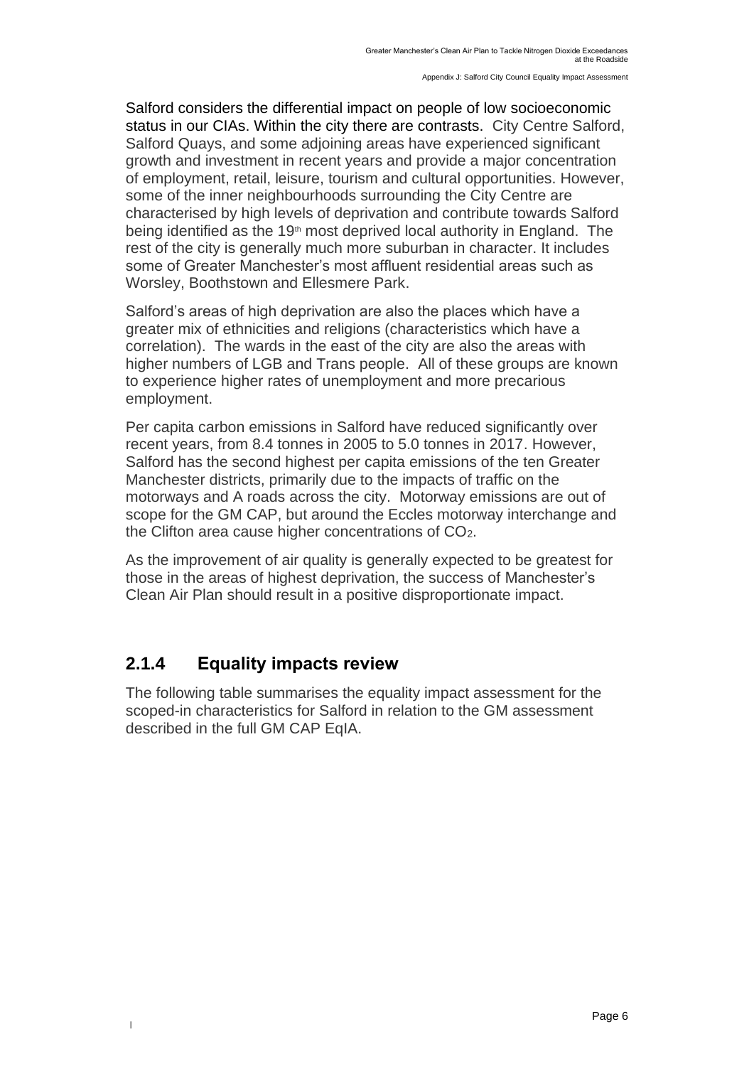Salford considers the differential impact on people of low socioeconomic status in our CIAs. Within the city there are contrasts. City Centre Salford, Salford Quays, and some adjoining areas have experienced significant growth and investment in recent years and provide a major concentration of employment, retail, leisure, tourism and cultural opportunities. However, some of the inner neighbourhoods surrounding the City Centre are characterised by high levels of deprivation and contribute towards Salford being identified as the 19th most deprived local authority in England. The rest of the city is generally much more suburban in character. It includes some of Greater Manchester's most affluent residential areas such as Worsley, Boothstown and Ellesmere Park.

Salford's areas of high deprivation are also the places which have a greater mix of ethnicities and religions (characteristics which have a correlation). The wards in the east of the city are also the areas with higher numbers of LGB and Trans people. All of these groups are known to experience higher rates of unemployment and more precarious employment.

Per capita carbon emissions in Salford have reduced significantly over recent years, from 8.4 tonnes in 2005 to 5.0 tonnes in 2017. However, Salford has the second highest per capita emissions of the ten Greater Manchester districts, primarily due to the impacts of traffic on the motorways and A roads across the city. Motorway emissions are out of scope for the GM CAP, but around the Eccles motorway interchange and the Clifton area cause higher concentrations of $CO_2$.

As the improvement of air quality is generally expected to be greatest for those in the areas of highest deprivation, the success of Manchester's Clean Air Plan should result in a positive disproportionate impact.

### 2.1.4 Equality impacts review

The following table summarises the equality impact assessment for the scoped-in characteristics for Salford in relation to the GM assessment described in the full GM CAP EqIA.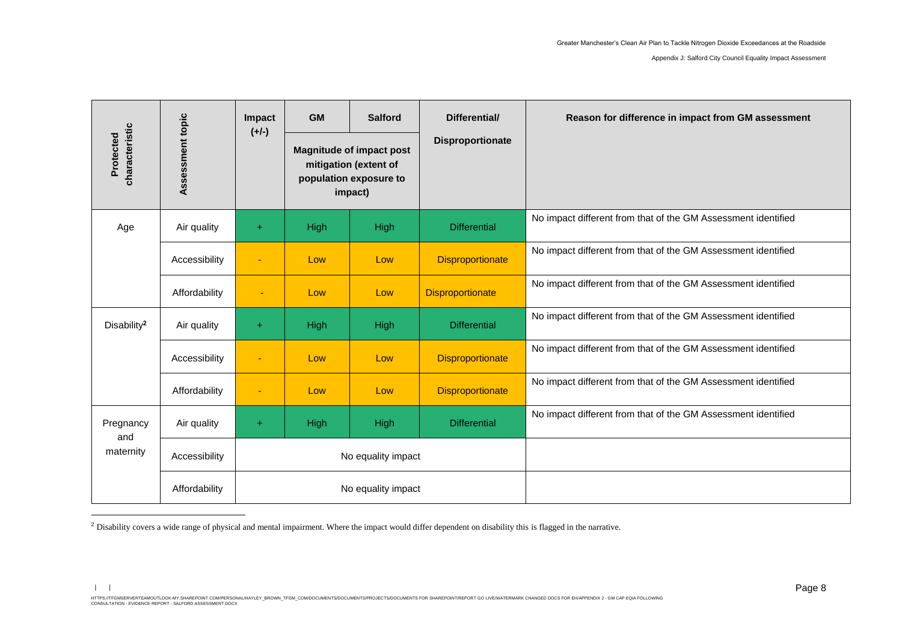| Protected characteristic | Assessment topic | Impact (+/-) | GM | Salford | Differential/ Disproportionate | Reason for difference in impact from GM assessment |
|---|---|---|---|---|---|---|
| | | | Magnitude of impact post mitigation (extent of population exposure to impact) | | | |
| Age | Air quality | + | High | High | Differential | No impact different from that of the GM Assessment identified |
| | Accessibility | - | Low | Low | Disproportionate | No impact different from that of the GM Assessment identified |
| | Affordability | - | Low | Low | Disproportionate | No impact different from that of the GM Assessment identified |
| Disability[2] | Air quality | + | High | High | Differential | No impact different from that of the GM Assessment identified |
| | Accessibility | - | Low | Low | Disproportionate | No impact different from that of the GM Assessment identified |
| | Affordability | - | Low | Low | Disproportionate | No impact different from that of the GM Assessment identified |
| Pregnancy and maternity | Air quality | + | High | High | Differential | No impact different from that of the GM Assessment identified |
| | Accessibility | No equality impact | | | | |
| | Affordability | No equality impact | | | | |

[2] Disability covers a wide range of physical and mental impairment. Where the impact would differ dependent on disability this is flagged in the narrative.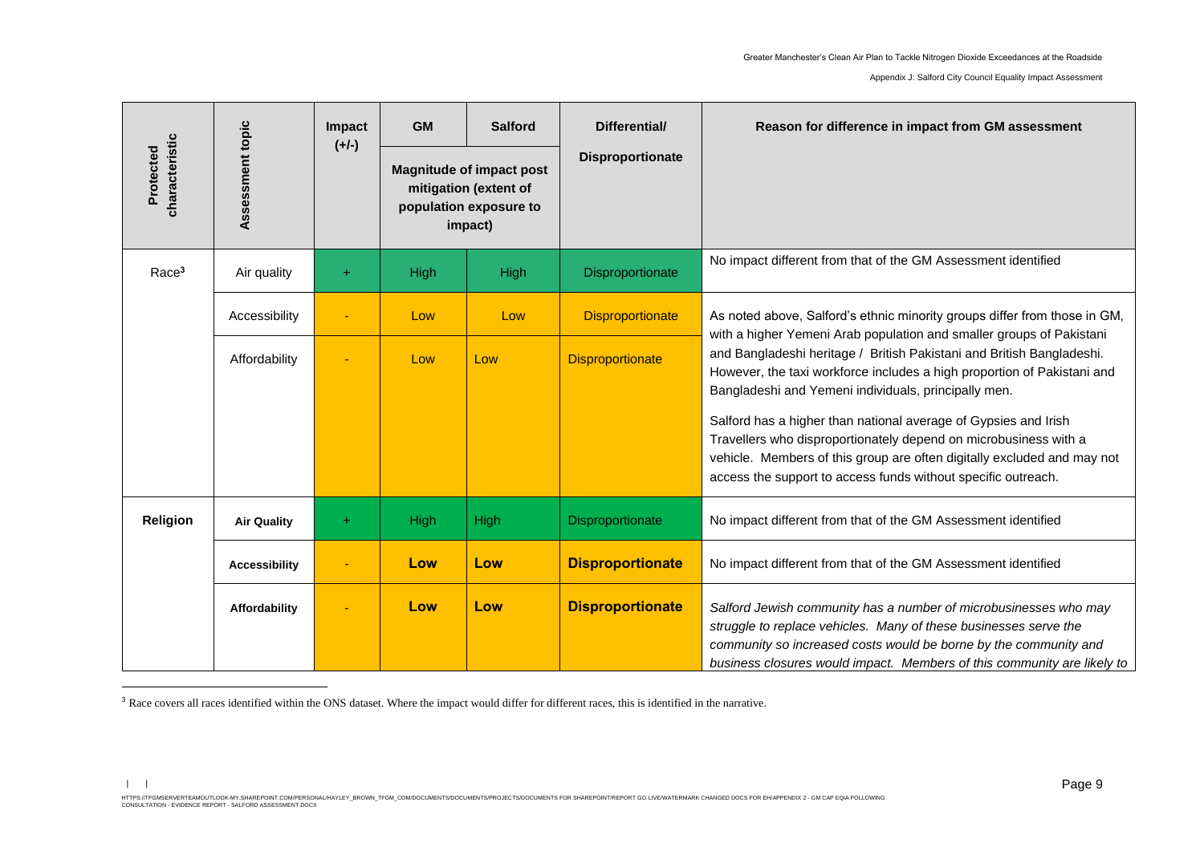| Protected characteristic | Assessment topic | Impact (+/-) | GM | Salford | Differential/ Disproportionate | Reason for difference in impact from GM assessment |
|---|---|---|---|---|---|---|
| | | | Magnitude of impact post mitigation (extent of population exposure to impact) | | | |
| Race[3] | Air quality | + | High | High | Disproportionate | No impact different from that of the GM Assessment identified |
| | Accessibility | - | Low | Low | Disproportionate | As noted above, Salford's ethnic minority groups differ from those in GM, with a higher Yemeni Arab population and smaller groups of Pakistani and Bangladeshi heritage / British Pakistani and British Bangladeshi. However, the taxi workforce includes a high proportion of Pakistani and Bangladeshi and Yemeni individuals, principally men.<br><br>Salford has a higher than national average of Gypsies and Irish Travellers who disproportionately depend on microbusiness with a vehicle. Members of this group are often digitally excluded and may not access the support to access funds without specific outreach. |
| | Affordability | - | Low | Low | Disproportionate | |
| **Religion** | **Air Quality** | + | High | High | Disproportionate | No impact different from that of the GM Assessment identified |
| | **Accessibility** | - | **Low** | **Low** | **Disproportionate** | No impact different from that of the GM Assessment identified |
| | **Affordability** | - | **Low** | **Low** | **Disproportionate** | *Salford Jewish community has a number of microbusinesses who may struggle to replace vehicles. Many of these businesses serve the community so increased costs would be borne by the community and business closures would impact. Members of this community are likely to* |

[3] Race covers all races identified within the ONS dataset. Where the impact would differ for different races, this is identified in the narrative.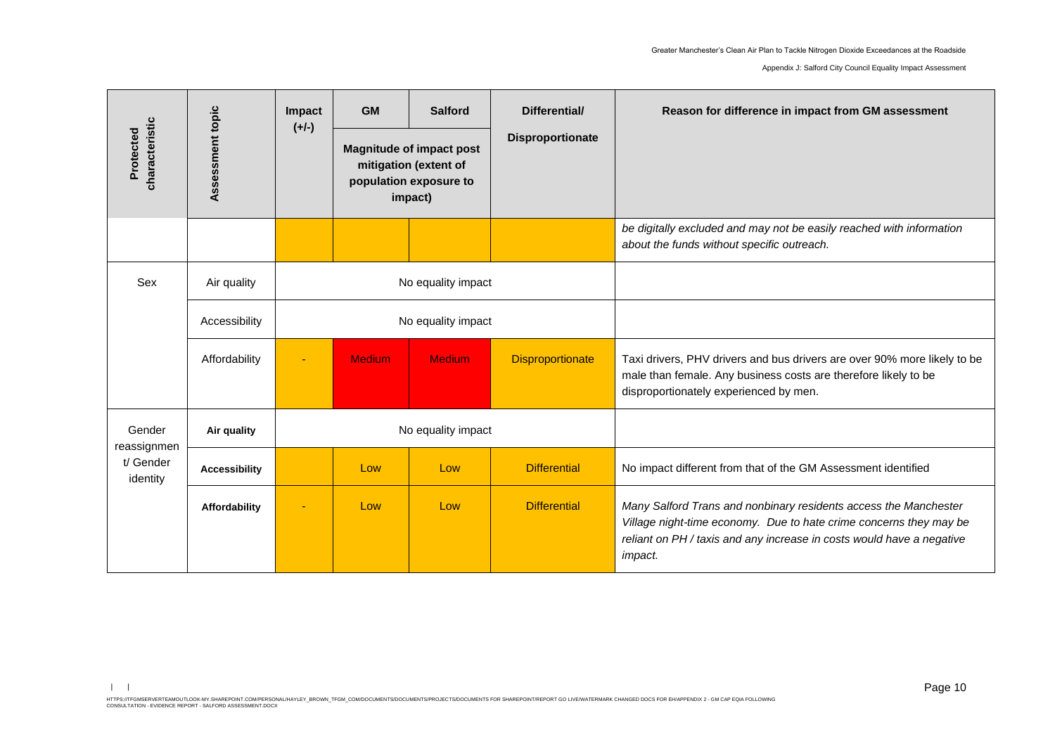| Protected characteristic | Assessment topic | Impact (+/-) | GM | Salford | Differential/ Disproportionate | Reason for difference in impact from GM assessment |
|---|---|---|---|---|---|---|
| | | | Magnitude of impact post mitigation (extent of population exposure to impact) | | | |
| | | | | | | *be digitally excluded and may not be easily reached with information about the funds without specific outreach.* |
| Sex | Air quality | No equality impact | | | | |
| | Accessibility | No equality impact | | | | |
| | Affordability | - | Medium | Medium | Disproportionate | Taxi drivers, PHV drivers and bus drivers are over 90% more likely to be male than female. Any business costs are therefore likely to be disproportionately experienced by men. |
| Gender reassignment/ Gender identity | **Air quality** | No equality impact | | | | |
| | **Accessibility** | | Low | Low | Differential | No impact different from that of the GM Assessment identified |
| | **Affordability** | - | Low | Low | Differential | *Many Salford Trans and nonbinary residents access the Manchester Village night-time economy. Due to hate crime concerns they may be reliant on PH / taxis and any increase in costs would have a negative impact.* |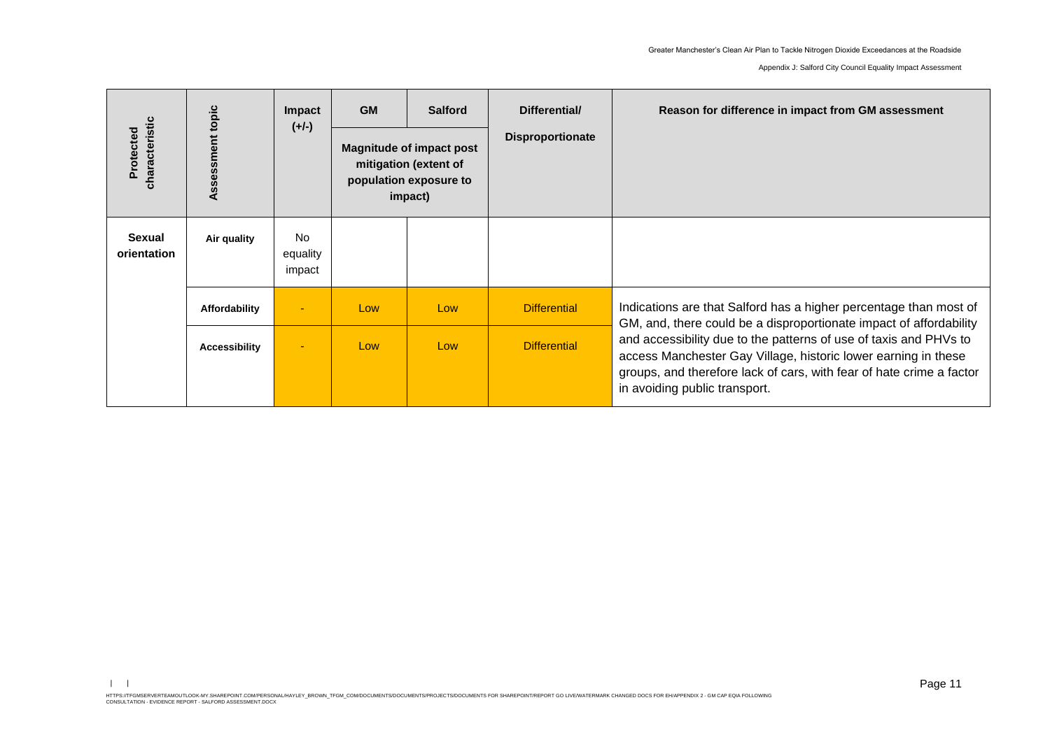| Protected characteristic | Assessment topic | Impact (+/-) | GM | Salford | Differential/ Disproportionate | Reason for difference in impact from GM assessment |
|---|---|---|---|---|---|---|
| | | | Magnitude of impact post mitigation (extent of population exposure to impact) | | | |
| **Sexual orientation** | **Air quality** | No equality impact | | | | |
| | **Affordability** | - | Low | Low | Differential | Indications are that Salford has a higher percentage than most of GM, and, there could be a disproportionate impact of affordability and accessibility due to the patterns of use of taxis and PHVs to access Manchester Gay Village, historic lower earning in these groups, and therefore lack of cars, with fear of hate crime a factor in avoiding public transport. |
| | **Accessibility** | - | Low | Low | Differential | |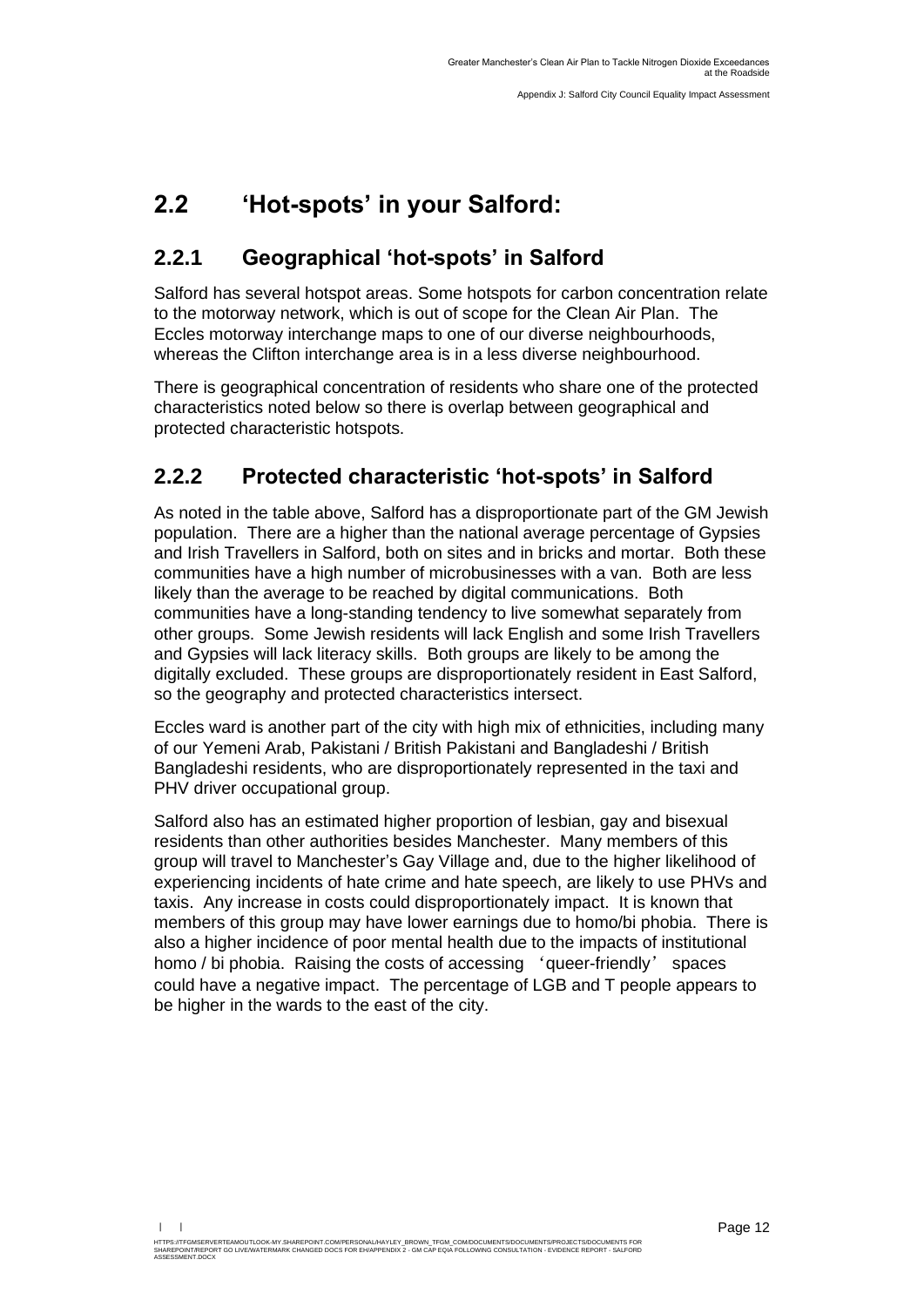## 2.2 'Hot-spots' in your Salford:

### 2.2.1 Geographical 'hot-spots' in Salford

Salford has several hotspot areas. Some hotspots for carbon concentration relate to the motorway network, which is out of scope for the Clean Air Plan. The Eccles motorway interchange maps to one of our diverse neighbourhoods, whereas the Clifton interchange area is in a less diverse neighbourhood.

There is geographical concentration of residents who share one of the protected characteristics noted below so there is overlap between geographical and protected characteristic hotspots.

### 2.2.2 Protected characteristic 'hot-spots' in Salford

As noted in the table above, Salford has a disproportionate part of the GM Jewish population. There are a higher than the national average percentage of Gypsies and Irish Travellers in Salford, both on sites and in bricks and mortar. Both these communities have a high number of microbusinesses with a van. Both are less likely than the average to be reached by digital communications. Both communities have a long-standing tendency to live somewhat separately from other groups. Some Jewish residents will lack English and some Irish Travellers and Gypsies will lack literacy skills. Both groups are likely to be among the digitally excluded. These groups are disproportionately resident in East Salford, so the geography and protected characteristics intersect.

Eccles ward is another part of the city with high mix of ethnicities, including many of our Yemeni Arab, Pakistani / British Pakistani and Bangladeshi / British Bangladeshi residents, who are disproportionately represented in the taxi and PHV driver occupational group.

Salford also has an estimated higher proportion of lesbian, gay and bisexual residents than other authorities besides Manchester. Many members of this group will travel to Manchester's Gay Village and, due to the higher likelihood of experiencing incidents of hate crime and hate speech, are likely to use PHVs and taxis. Any increase in costs could disproportionately impact. It is known that members of this group may have lower earnings due to homo/bi phobia. There is also a higher incidence of poor mental health due to the impacts of institutional homo / bi phobia. Raising the costs of accessing 'queer-friendly' spaces could have a negative impact. The percentage of LGB and T people appears to be higher in the wards to the east of the city.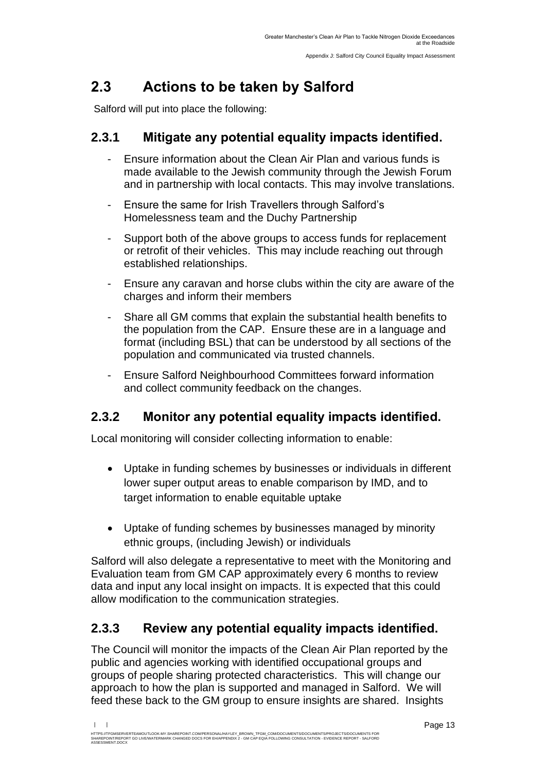## 2.3 Actions to be taken by Salford

Salford will put into place the following:

### 2.3.1 Mitigate any potential equality impacts identified.

- Ensure information about the Clean Air Plan and various funds is made available to the Jewish community through the Jewish Forum and in partnership with local contacts. This may involve translations.
- Ensure the same for Irish Travellers through Salford's Homelessness team and the Duchy Partnership
- Support both of the above groups to access funds for replacement or retrofit of their vehicles. This may include reaching out through established relationships.
- Ensure any caravan and horse clubs within the city are aware of the charges and inform their members
- Share all GM comms that explain the substantial health benefits to the population from the CAP. Ensure these are in a language and format (including BSL) that can be understood by all sections of the population and communicated via trusted channels.
- Ensure Salford Neighbourhood Committees forward information and collect community feedback on the changes.

### 2.3.2 Monitor any potential equality impacts identified.

Local monitoring will consider collecting information to enable:

- Uptake in funding schemes by businesses or individuals in different lower super output areas to enable comparison by IMD, and to target information to enable equitable uptake
- Uptake of funding schemes by businesses managed by minority ethnic groups, (including Jewish) or individuals

Salford will also delegate a representative to meet with the Monitoring and Evaluation team from GM CAP approximately every 6 months to review data and input any local insight on impacts. It is expected that this could allow modification to the communication strategies.

### 2.3.3 Review any potential equality impacts identified.

The Council will monitor the impacts of the Clean Air Plan reported by the public and agencies working with identified occupational groups and groups of people sharing protected characteristics. This will change our approach to how the plan is supported and managed in Salford. We will feed these back to the GM group to ensure insights are shared. Insights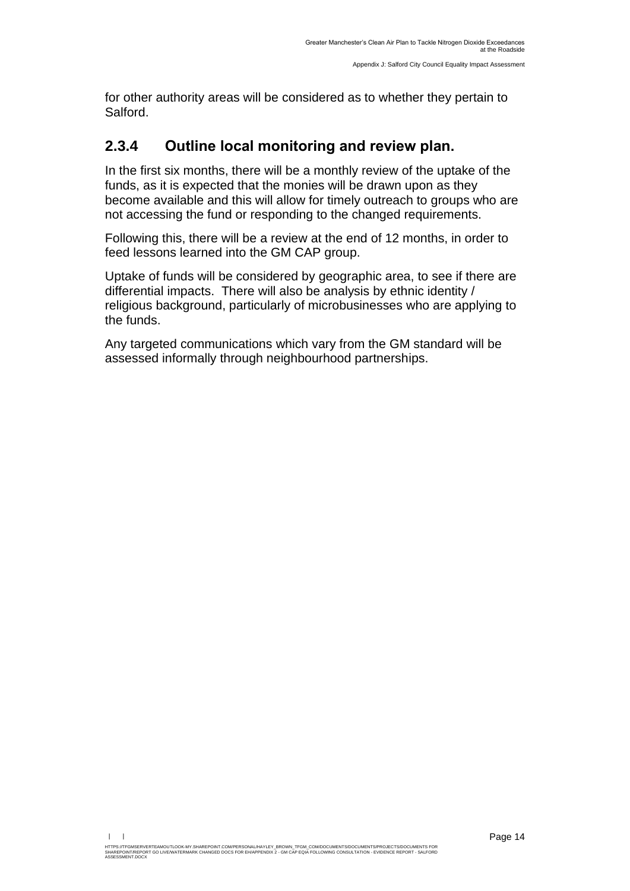for other authority areas will be considered as to whether they pertain to Salford.

### 2.3.4 Outline local monitoring and review plan.

In the first six months, there will be a monthly review of the uptake of the funds, as it is expected that the monies will be drawn upon as they become available and this will allow for timely outreach to groups who are not accessing the fund or responding to the changed requirements.

Following this, there will be a review at the end of 12 months, in order to feed lessons learned into the GM CAP group.

Uptake of funds will be considered by geographic area, to see if there are differential impacts. There will also be analysis by ethnic identity / religious background, particularly of microbusinesses who are applying to the funds.

Any targeted communications which vary from the GM standard will be assessed informally through neighbourhood partnerships.